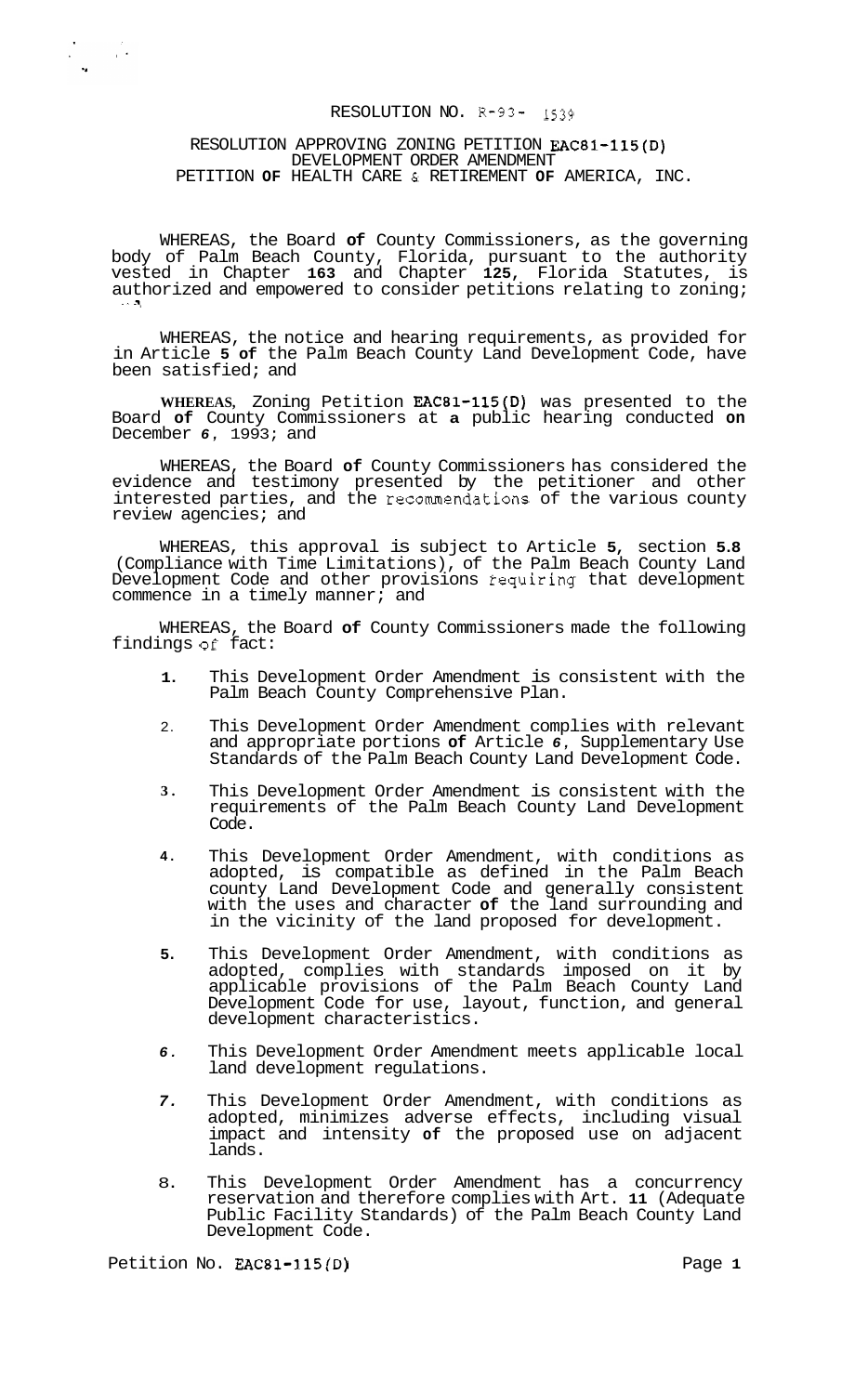# RESOLUTION NO. R-93- 1539

## RESOLUTION APPROVING ZONING PETITION EAC81-115(D) DEVELOPMENT ORDER AMENDMENT PETITION OF HEALTH CARE & RETIREMENT OF AMERICA, INC.

WHEREAS, the Board of County Commissioners, as the governing body of Palm Beach County, Florida, pursuant to the authority vested in Chapter 163 and Chapter 125, Florida Statutes, is authorized and empowered to consider petitions relating to zoning;

WHEREAS, the notice and hearing requirements, as provided for in Article 5 of the Palm Beach County Land Development Code, have been satisfied; and

WHEREAS, Zoning Petition EAC81-115(D) was presented to the Board of County Commissioners at a public hearing conducted on December 6, 1993; and

WHEREAS, the Board of County Commissioners has considered the evidence and testimony presented by the petitioner and other interested parties, and the recommendations of the various county review agencies; and

WHEREAS, this approval is subject to Article 5, section 5.8 (Compliance with Time Limitations), of the Palm Beach County Land Development Code and other provisions requiring that development commence in a timely manner; and

WHEREAS, the Board of County Commissioners made the following findings of fact:

1. This Development Order Amendment is consistent with the Palm Beach County Comprehensive Plan.
2. This Development Order Amendment complies with relevant and appropriate portions of Article 6, Supplementary Use Standards of the Palm Beach County Land Development Code.
3. This Development Order Amendment is consistent with the requirements of the Palm Beach County Land Development Code.
4. This Development Order Amendment, with conditions as adopted, is compatible as defined in the Palm Beach county Land Development Code and generally consistent with the uses and character of the land surrounding and in the vicinity of the land proposed for development.
5. This Development Order Amendment, with conditions as adopted, complies with standards imposed on it by applicable provisions of the Palm Beach County Land Development Code for use, layout, function, and general development characteristics.
6. This Development Order Amendment meets applicable local land development regulations.
7. This Development Order Amendment, with conditions as adopted, minimizes adverse effects, including visual impact and intensity of the proposed use on adjacent lands.
8. This Development Order Amendment has a concurrency reservation and therefore complies with Art. 11 (Adequate Public Facility Standards) of the Palm Beach County Land Development Code.

Petition No. EAC81-115(D)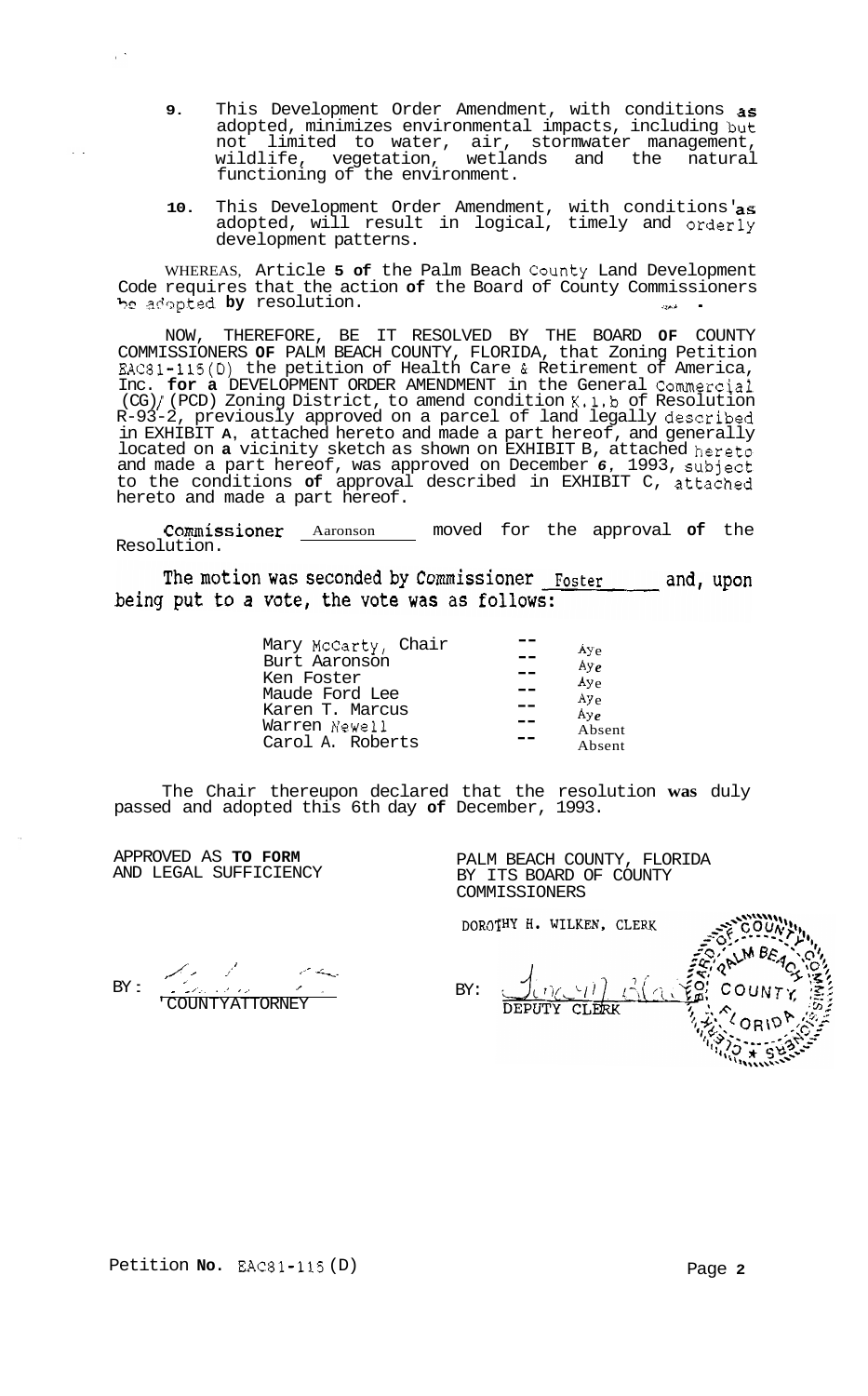9. This Development Order Amendment, with conditions as adopted, minimizes environmental impacts, including but not limited to water, air, stormwater management, wildlife, vegetation, wetlands and the natural functioning of the environment.

10. This Development Order Amendment, with conditions as adopted, will result in logical, timely and orderly development patterns.

WHEREAS, Article 5 of the Palm Beach County Land Development Code requires that the action of the Board of County Commissioners be adopted by resolution.

NOW, THEREFORE, BE IT RESOLVED BY THE BOARD OF COUNTY COMMISSIONERS OF PALM BEACH COUNTY, FLORIDA, that Zoning Petition EAC81-115(D) the petition of Health Care & Retirement of America, Inc. for a DEVELOPMENT ORDER AMENDMENT in the General Commercial (CG)/(PCD) Zoning District, to amend condition K.1.b of Resolution R-93-2, previously approved on a parcel of land legally described in EXHIBIT A, attached hereto and made a part hereof, and generally located on a vicinity sketch as shown on EXHIBIT B, attached hereto and made a part hereof, was approved on December 6, 1993, subject to the conditions of approval described in EXHIBIT C, attached hereto and made a part hereof.

Commissioner Aaronson moved for the approval of the Resolution.

The motion was seconded by Commissioner Foster and, upon being put to a vote, the vote was as follows:

| | | |
|---|---|---|
| Mary McCarty, Chair | -- | Aye |
| Burt Aaronson | -- | Aye |
| Ken Foster | -- | Aye |
| Maude Ford Lee | -- | Aye |
| Karen T. Marcus | -- | Aye |
| Warren Newell | -- | Absent |
| Carol A. Roberts | -- | Absent |

The Chair thereupon declared that the resolution was duly passed and adopted this 6th day of December, 1993.

APPROVED AS TO FORM AND LEGAL SUFFICIENCY

BY: COUNTY ATTORNEY

PALM BEACH COUNTY, FLORIDA BY ITS BOARD OF COUNTY COMMISSIONERS

DOROTHY H. WILKEN, CLERK

BY: DEPUTY CLERK

Petition No. EAC81-115(D)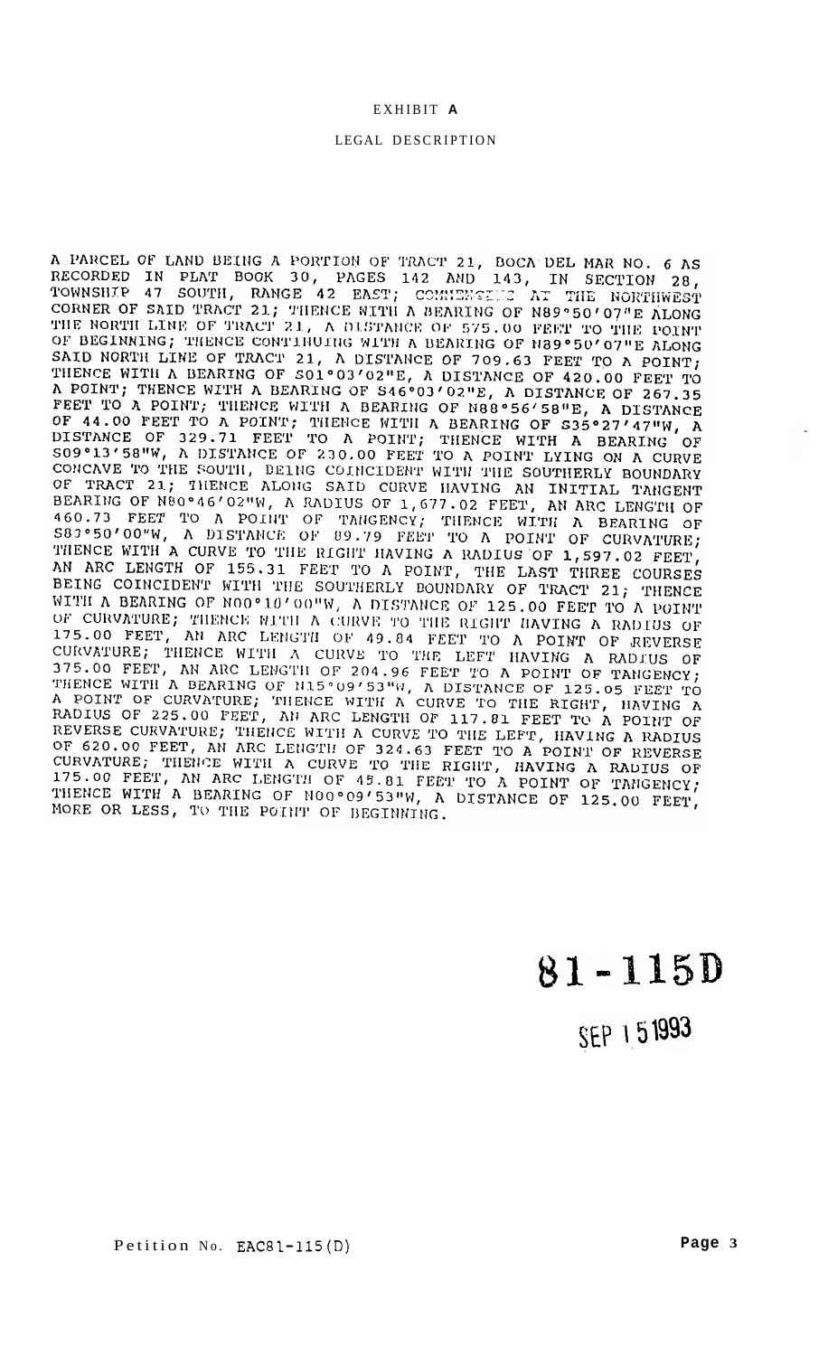EXHIBIT **A**

LEGAL DESCRIPTION

A PARCEL OF LAND BEING A PORTION OF TRACT 21, BOCA DEL MAR NO. 6 AS RECORDED IN PLAT BOOK 30, PAGES 142 AND 143, IN SECTION 28, TOWNSHIP 47 SOUTH, RANGE 42 EAST; COMMENCING AT THE NORTHWEST CORNER OF SAID TRACT 21; THENCE WITH A BEARING OF N89°50'07"E ALONG THE NORTH LINE OF TRACT 21, A DISTANCE OF 575.00 FEET TO THE POINT OF BEGINNING; THENCE CONTINUING WITH A BEARING OF N89°50'07"E ALONG SAID NORTH LINE OF TRACT 21, A DISTANCE OF 709.63 FEET TO A POINT; THENCE WITH A BEARING OF S01°03'02"E, A DISTANCE OF 420.00 FEET TO A POINT; THENCE WITH A BEARING OF S46°03'02"E, A DISTANCE OF 267.35 FEET TO A POINT; THENCE WITH A BEARING OF N88°56'58"E, A DISTANCE OF 44.00 FEET TO A POINT; THENCE WITH A BEARING OF S35°27'47"W, A DISTANCE OF 329.71 FEET TO A POINT; THENCE WITH A BEARING OF S09°13'58"W, A DISTANCE OF 230.00 FEET TO A POINT LYING ON A CURVE CONCAVE TO THE SOUTH, BEING COINCIDENT WITH THE SOUTHERLY BOUNDARY OF TRACT 21; THENCE ALONG SAID CURVE HAVING AN INITIAL TANGENT BEARING OF N80°46'02"W, A RADIUS OF 1,677.02 FEET, AN ARC LENGTH OF 460.73 FEET TO A POINT OF TANGENCY; THENCE WITH A BEARING OF S83°50'00"W, A DISTANCE OF 89.79 FEET TO A POINT OF CURVATURE; THENCE WITH A CURVE TO THE RIGHT HAVING A RADIUS OF 1,597.02 FEET, AN ARC LENGTH OF 155.31 FEET TO A POINT, THE LAST THREE COURSES BEING COINCIDENT WITH THE SOUTHERLY BOUNDARY OF TRACT 21; THENCE WITH A BEARING OF N00°10'00"W, A DISTANCE OF 125.00 FEET TO A POINT OF CURVATURE; THENCE WITH A CURVE TO THE RIGHT HAVING A RADIUS OF 175.00 FEET, AN ARC LENGTH OF 49.84 FEET TO A POINT OF REVERSE CURVATURE; THENCE WITH A CURVE TO THE LEFT HAVING A RADIUS OF 375.00 FEET, AN ARC LENGTH OF 204.96 FEET TO A POINT OF TANGENCY; THENCE WITH A BEARING OF N15°09'53"W, A DISTANCE OF 125.05 FEET TO A POINT OF CURVATURE; THENCE WITH A CURVE TO THE RIGHT, HAVING A RADIUS OF 225.00 FEET, AN ARC LENGTH OF 117.81 FEET TO A POINT OF REVERSE CURVATURE; THENCE WITH A CURVE TO THE LEFT, HAVING A RADIUS OF 620.00 FEET, AN ARC LENGTH OF 324.63 FEET TO A POINT OF REVERSE CURVATURE; THENCE WITH A CURVE TO THE RIGHT, HAVING A RADIUS OF 175.00 FEET, AN ARC LENGTH OF 45.81 FEET TO A POINT OF TANGENCY; THENCE WITH A BEARING OF N00°09'53"W, A DISTANCE OF 125.00 FEET, MORE OR LESS, TO THE POINT OF BEGINNING.

**81-115D**

SEP 15 1993

Petition No. EAC81-115(D)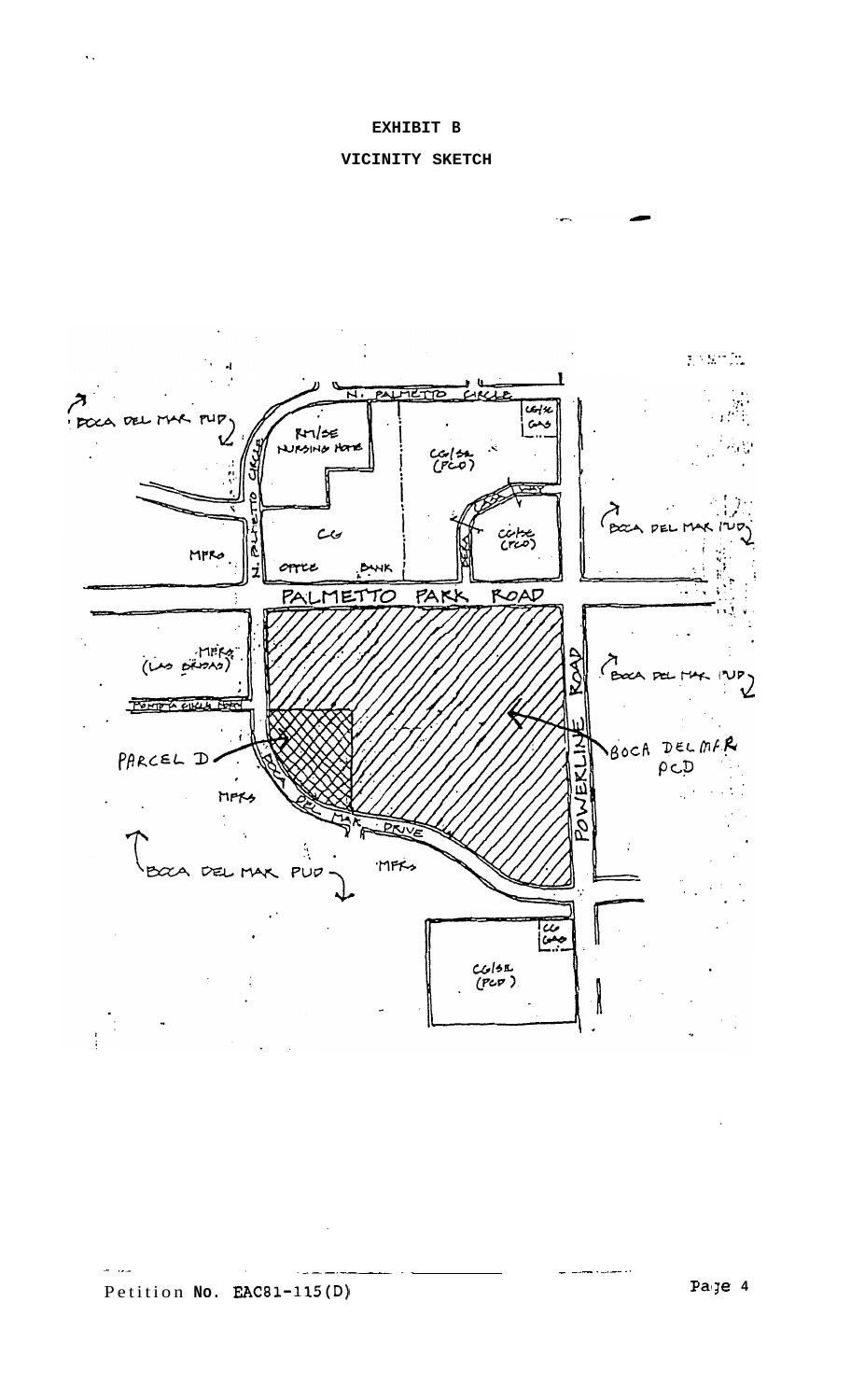**EXHIBIT B**

**VICINITY SKETCH**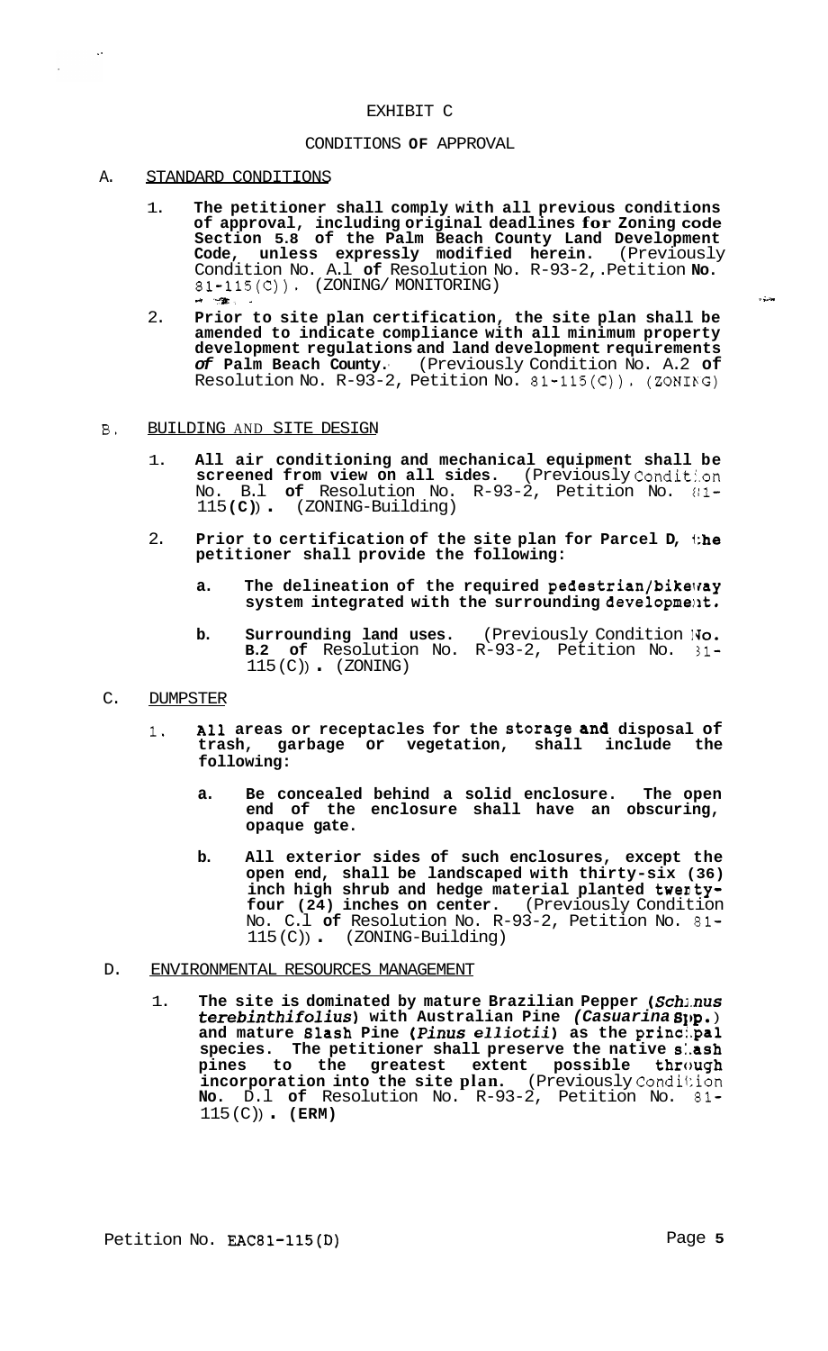# EXHIBIT C

## CONDITIONS OF APPROVAL

### A. STANDARD CONDITIONS

1. **The petitioner shall comply with all previous conditions of approval, including original deadlines for Zoning code Section 5.8 of the Palm Beach County Land Development Code, unless expressly modified herein.** (Previously Condition No. A.1 of Resolution No. R-93-2, Petition No. 81-115(C)). (ZONING/ MONITORING)

2. **Prior to site plan certification, the site plan shall be amended to indicate compliance with all minimum property development regulations and land development requirements of Palm Beach County.** (Previously Condition No. A.2 of Resolution No. R-93-2, Petition No. 81-115(C)). (ZONING)

### B. BUILDING AND SITE DESIGN

1. **All air conditioning and mechanical equipment shall be screened from view on all sides.** (Previously Condition No. B.1 of Resolution No. R-93-2, Petition No. 81-115(C)). (ZONING-Building)

2. **Prior to certification of the site plan for Parcel D, the petitioner shall provide the following:**

   a. **The delineation of the required pedestrian/bikeway system integrated with the surrounding development.**

   b. **Surrounding land uses.** (Previously Condition No. B.2 of Resolution No. R-93-2, Petition No. 81-115(C)). (ZONING)

### C. DUMPSTER

1. **All areas or receptacles for the storage and disposal of trash, garbage or vegetation, shall include the following:**

   a. **Be concealed behind a solid enclosure. The open end of the enclosure shall have an obscuring, opaque gate.**

   b. **All exterior sides of such enclosures, except the open end, shall be landscaped with thirty-six (36) inch high shrub and hedge material planted twenty-four (24) inches on center.** (Previously Condition No. C.1 of Resolution No. R-93-2, Petition No. 81-115(C)). (ZONING-Building)

### D. ENVIRONMENTAL RESOURCES MANAGEMENT

1. **The site is dominated by mature Brazilian Pepper (*Schinus terebinthifolius*) with Australian Pine (*Casuarina spp.*) and mature Slash Pine (*Pinus elliotii*) as the principal species. The petitioner shall preserve the native slash pines to the greatest extent possible through incorporation into the site plan.** (Previously Condition No. D.1 of Resolution No. R-93-2, Petition No. 81-115(C)). **(ERM)**

Petition No. EAC81-115(D)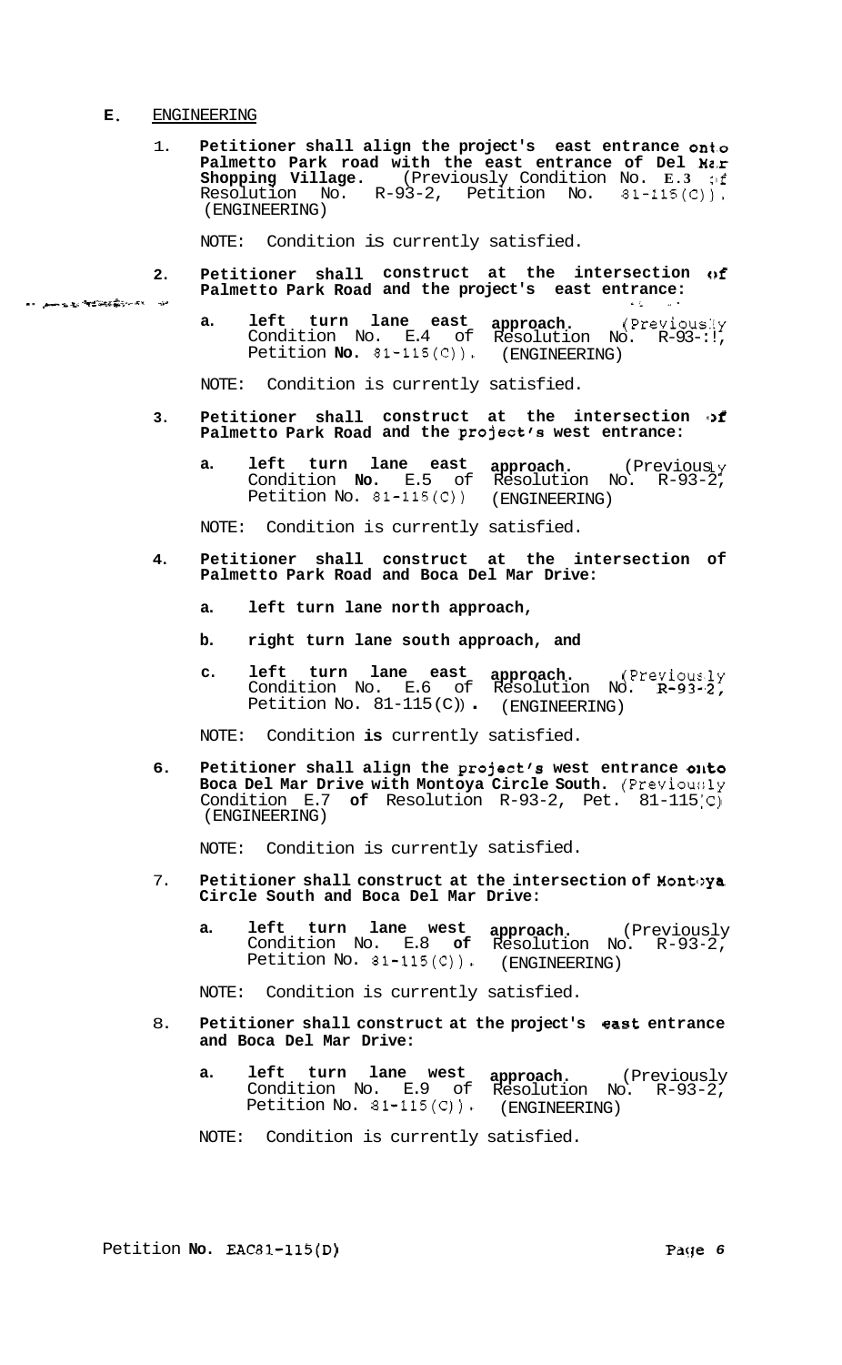## E. ENGINEERING

1. **Petitioner shall align the project's east entrance onto Palmetto Park road with the east entrance of Del Mar Shopping Village.** (Previously Condition No. E.3 of Resolution No. R-93-2, Petition No. 81-115(C)). (ENGINEERING)

   NOTE: Condition is currently satisfied.

2. **Petitioner shall construct at the intersection of Palmetto Park Road and the project's east entrance:**

   a. **left turn lane east approach.** (Previously Condition No. E.4 of Resolution No. R-93-2, Petition No. 81-115(C)). (ENGINEERING)

   NOTE: Condition is currently satisfied.

3. **Petitioner shall construct at the intersection of Palmetto Park Road and the project's west entrance:**

   a. **left turn lane east approach.** (Previously Condition No. E.5 of Resolution No. R-93-2, Petition No. 81-115(C)) (ENGINEERING)

   NOTE: Condition is currently satisfied.

4. **Petitioner shall construct at the intersection of Palmetto Park Road and Boca Del Mar Drive:**

   a. **left turn lane north approach,**

   b. **right turn lane south approach, and**

   c. **left turn lane east approach.** (Previously Condition No. E.6 of Resolution No. R-93-2, Petition No. 81-115(C)). (ENGINEERING)

   NOTE: Condition is currently satisfied.

6. **Petitioner shall align the project's west entrance onto Boca Del Mar Drive with Montoya Circle South.** (Previously Condition E.7 **of** Resolution R-93-2, Pet. 81-115(C)) (ENGINEERING)

   NOTE: Condition is currently satisfied.

7. **Petitioner shall construct at the intersection of Montoya Circle South and Boca Del Mar Drive:**

   a. **left turn lane west approach.** (Previously Condition No. E.8 **of** Resolution No. R-93-2, Petition No. 81-115(C)). (ENGINEERING)

   NOTE: Condition is currently satisfied.

8. **Petitioner shall construct at the project's east entrance and Boca Del Mar Drive:**

   a. **left turn lane west approach.** (Previously Condition No. E.9 of Resolution No. R-93-2, Petition No. 81-115(C)). (ENGINEERING)

   NOTE: Condition is currently satisfied.

Petition No. EAC81-115(D)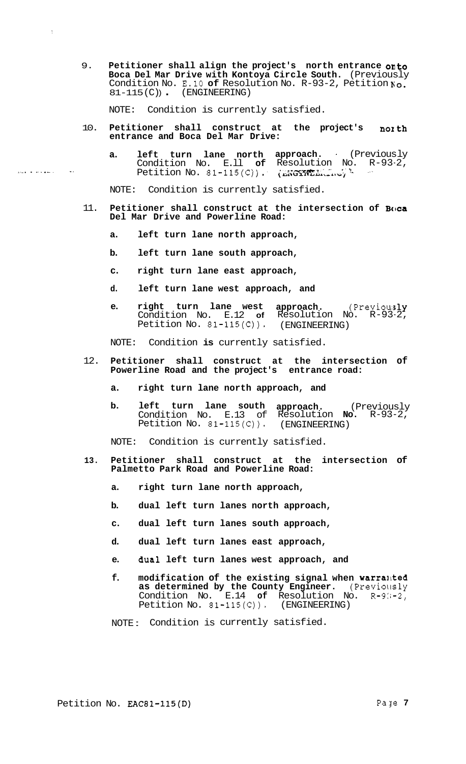9. **Petitioner shall align the project's north entrance onto Boca Del Mar Drive with Kontoya Circle South.** (Previously Condition No. E.10 of Resolution No. R-93-2, Petition No. 81-115(C)). (ENGINEERING)

   NOTE: Condition is currently satisfied.

10. **Petitioner shall construct at the project's north entrance and Boca Del Mar Drive:**

    a. **left turn lane north approach.** (Previously Condition No. E.11 of Resolution No. R-93-2, Petition No. 81-115(C)). (ENGINEERING)

    NOTE: Condition is currently satisfied.

11. **Petitioner shall construct at the intersection of Boca Del Mar Drive and Powerline Road:**

    a. **left turn lane north approach,**

    b. **left turn lane south approach,**

    c. **right turn lane east approach,**

    d. **left turn lane west approach, and**

    e. **right turn lane west approach.** (Previously Condition No. E.12 of Resolution No. R-93-2, Petition No. 81-115(C)). (ENGINEERING)

    NOTE: Condition is currently satisfied.

12. **Petitioner shall construct at the intersection of Powerline Road and the project's entrance road:**

    a. **right turn lane north approach, and**

    b. **left turn lane south approach.** (Previously Condition No. E.13 of Resolution No. R-93-2, Petition No. 81-115(C)). (ENGINEERING)

    NOTE: Condition is currently satisfied.

13. **Petitioner shall construct at the intersection of Palmetto Park Road and Powerline Road:**

    a. **right turn lane north approach,**

    b. **dual left turn lanes north approach,**

    c. **dual left turn lanes south approach,**

    d. **dual left turn lanes east approach,**

    e. **dual left turn lanes west approach, and**

    f. **modification of the existing signal when warranted as determined by the County Engineer.** (Previously Condition No. E.14 of Resolution No. R-93-2, Petition No. 81-115(C)). (ENGINEERING)

    NOTE: Condition is currently satisfied.

Petition No. EAC81-115(D)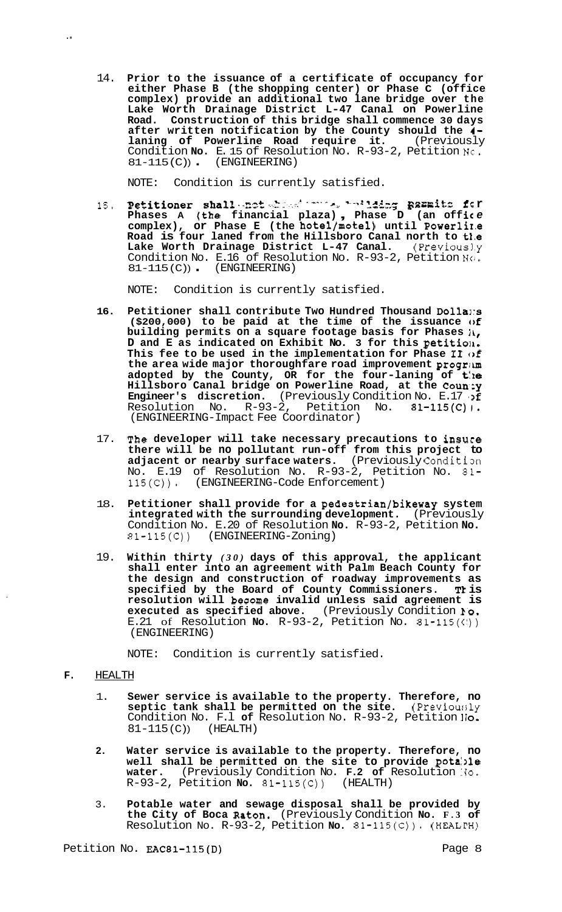14. **Prior to the issuance of a certificate of occupancy for either Phase B (the shopping center) or Phase C (office complex) provide an additional two lane bridge over the Lake Worth Drainage District L-47 Canal on Powerline Road. Construction of this bridge shall commence 30 days after written notification by the County should the 4-laning of Powerline Road require it.** (Previously Condition **No.** E.15 of Resolution No. R-93-2, Petition No. 81-115(C)). (ENGINEERING)

    NOTE: Condition is currently satisfied.

15. **Petitioner shall not obtain building permits for Phases A (the financial plaza), Phase D (an office complex), or Phase E (the hotel/motel) until Powerline Road is four laned from the Hillsboro Canal north to the Lake Worth Drainage District L-47 Canal.** (Previously Condition No. E.16 of Resolution No. R-93-2, Petition No. 81-115(C)). (ENGINEERING)

    NOTE: Condition is currently satisfied.

16. **Petitioner shall contribute Two Hundred Thousand Dollars ($200,000) to be paid at the time of the issuance of building permits on a square footage basis for Phases A, D and E as indicated on Exhibit No. 3 for this petition. This fee to be used in the implementation for Phase II of the area wide major thoroughfare road improvement program adopted by the County, OR for the four-laning of the Hillsboro Canal bridge on Powerline Road, at the County Engineer's discretion.** (Previously Condition No. E.17 of Resolution No. R-93-2, Petition No. 81-115(C)). (ENGINEERING-Impact Fee Coordinator)

17. **The developer will take necessary precautions to insure there will be no pollutant run-off from this project to adjacent or nearby surface waters.** (Previously Condition No. E.19 of Resolution No. R-93-2, Petition No. 81-115(C)). (ENGINEERING-Code Enforcement)

18. **Petitioner shall provide for a pedestrian/bikeway system integrated with the surrounding development.** (Previously Condition No. E.20 of Resolution **No.** R-93-2, Petition **No.** 81-115(C)) (ENGINEERING-Zoning)

19. **Within thirty *(30)* days of this approval, the applicant shall enter into an agreement with Palm Beach County for the design and construction of roadway improvements as specified by the Board of County Commissioners. This resolution will become invalid unless said agreement is executed as specified above.** (Previously Condition No. E.21 of Resolution **No.** R-93-2, Petition No. 81-115(C)) (ENGINEERING)

    NOTE: Condition is currently satisfied.

**F.** HEALTH

1. **Sewer service is available to the property. Therefore, no septic tank shall be permitted on the site.** (Previously Condition No. F.1 **of** Resolution No. R-93-2, Petition No. 81-115(C)) (HEALTH)

2. **Water service is available to the property. Therefore, no well shall be permitted on the site to provide potable water.** (Previously Condition No. **F.2 of** Resolution No. R-93-2, Petition **No.** 81-115(C)) (HEALTH)

3. **Potable water and sewage disposal shall be provided by the City of Boca Raton.** (Previously Condition **No. F.3 of** Resolution No. R-93-2, Petition **No.** 81-115(C)). (HEALTH)

Petition No. EAC81-115(D)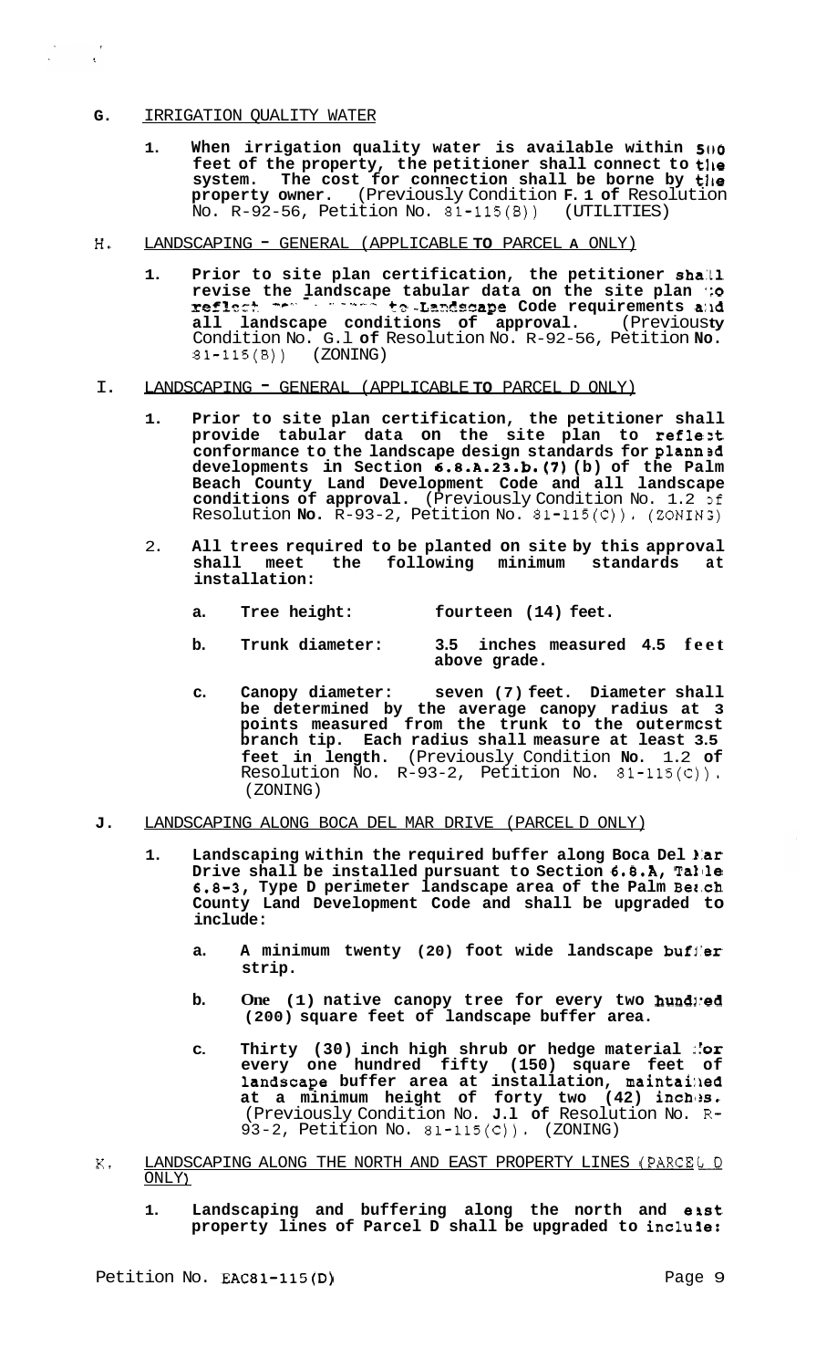**G.** IRRIGATION QUALITY WATER

1. **When irrigation quality water is available within 500 feet of the property, the petitioner shall connect to the system. The cost for connection shall be borne by the property owner.** (Previously Condition **F. 1 of** Resolution No. R-92-56, Petition No. 81-115(B)) (UTILITIES)

H. LANDSCAPING - GENERAL (APPLICABLE **TO** PARCEL **A** ONLY)

1. **Prior to site plan certification, the petitioner shall revise the landscape tabular data on the site plan to reflect new changes to Landscape Code requirements and all landscape conditions of approval.** (Previously Condition No. G.1 **of** Resolution No. R-92-56, Petition **No.** 81-115(B)) (ZONING)

I. LANDSCAPING - GENERAL (APPLICABLE **TO** PARCEL D ONLY)

1. **Prior to site plan certification, the petitioner shall provide tabular data on the site plan to reflect conformance to the landscape design standards for planned developments in Section 6.8.A.23.b.(7) (b) of the Palm Beach County Land Development Code and all landscape conditions of approval.** (Previously Condition No. 1.2 of Resolution **No.** R-93-2, Petition No. 81-115(C)). (ZONING)

2. **All trees required to be planted on site by this approval shall meet the following minimum standards at installation:**

   a. **Tree height: fourteen (14) feet.**

   b. **Trunk diameter: 3.5 inches measured 4.5 feet above grade.**

   c. **Canopy diameter: seven (7) feet. Diameter shall be determined by the average canopy radius at 3 points measured from the trunk to the outermost branch tip. Each radius shall measure at least 3.5 feet in length.** (Previously Condition **No.** 1.2 **of** Resolution No. R-93-2, Petition No. 81-115(C)). (ZONING)

**J.** LANDSCAPING ALONG BOCA DEL MAR DRIVE (PARCEL D ONLY)

1. **Landscaping within the required buffer along Boca Del Mar Drive shall be installed pursuant to Section 6.8.A, Table 6.8-3, Type D perimeter landscape area of the Palm Beach County Land Development Code and shall be upgraded to include:**

   a. **A minimum twenty (20) foot wide landscape buffer strip.**

   b. **One (1) native canopy tree for every two hundred (200) square feet of landscape buffer area.**

   c. **Thirty (30) inch high shrub or hedge material for every one hundred fifty (150) square feet of landscape buffer area at installation, maintained at a minimum height of forty two (42) inches.** (Previously Condition No. **J.1 of** Resolution No. R-93-2, Petition No. 81-115(C)). (ZONING)

K. LANDSCAPING ALONG THE NORTH AND EAST PROPERTY LINES (PARCEL D ONLY)

1. **Landscaping and buffering along the north and east property lines of Parcel D shall be upgraded to include:**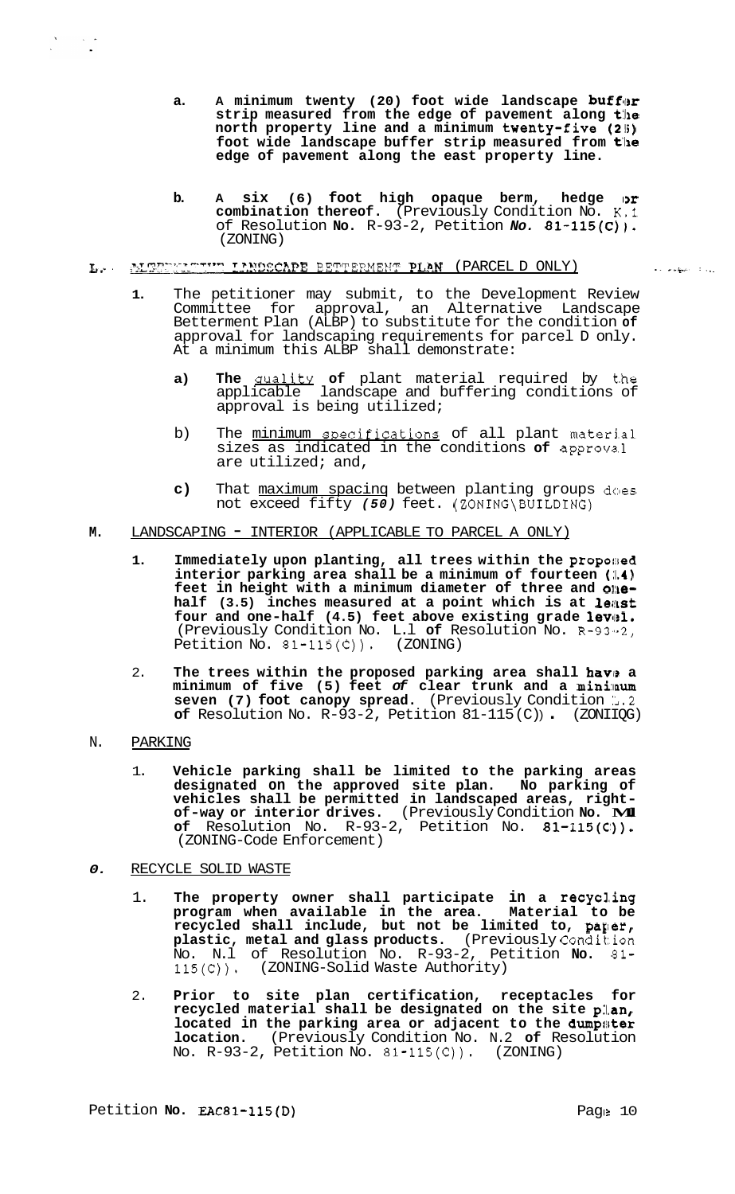a. **A minimum twenty (20) foot wide landscape buffer strip measured from the edge of pavement along the north property line and a minimum twenty-five (25) foot wide landscape buffer strip measured from the edge of pavement along the east property line.**

b. **A six (6) foot high opaque berm, hedge or combination thereof.** (Previously Condition No. K.1 of Resolution **No.** R-93-2, Petition *No.* **81-115(C)).** (ZONING)

L. ALTERNATIVE LANDSCAPE BETTERMENT PLAN (PARCEL D ONLY)

1. The petitioner may submit, to the Development Review Committee for approval, an Alternative Landscape Betterment Plan (ALBP) to substitute for the condition of approval for landscaping requirements for parcel D only. At a minimum this ALBP shall demonstrate:

   a) **The** quality **of** plant material required by the applicable landscape and buffering conditions of approval is being utilized;

   b) The minimum specifications of all plant material sizes as indicated in the conditions **of** approval are utilized; and,

   c) That maximum spacing between planting groups does not exceed fifty *(50)* feet. (ZONING\BUILDING)

**M.** LANDSCAPING - INTERIOR (APPLICABLE TO PARCEL A ONLY)

1. **Immediately upon planting, all trees within the proposed interior parking area shall be a minimum of fourteen (14) feet in height with a minimum diameter of three and one-half (3.5) inches measured at a point which is at least four and one-half (4.5) feet above existing grade level.** (Previously Condition No. L.1 **of** Resolution No. R-93-2, Petition No. 81-115(C)). (ZONING)

2. **The trees within the proposed parking area shall have a minimum of five (5) feet *of* clear trunk and a minimum seven (7) foot canopy spread.** (Previously Condition L.2 **of** Resolution No. R-93-2, Petition 81-115(C)). (ZONING)

N. PARKING

1. **Vehicle parking shall be limited to the parking areas designated on the approved site plan. No parking of vehicles shall be permitted in landscaped areas, right-of-way or interior drives.** (Previously Condition **No. M.1 of** Resolution No. R-93-2, Petition No. **81-115(C)).** (ZONING-Code Enforcement)

*O.* RECYCLE SOLID WASTE

1. **The property owner shall participate in a recycling program when available in the area. Material to be recycled shall include, but not be limited to, paper, plastic, metal and glass products.** (Previously Condition No. N.1 of Resolution No. R-93-2, Petition **No.** 81-115(C)). (ZONING-Solid Waste Authority)

2. **Prior to site plan certification, receptacles for recycled material shall be designated on the site plan, located in the parking area or adjacent to the dumpster location.** (Previously Condition No. N.2 **of** Resolution No. R-93-2, Petition No. 81-115(C)). (ZONING)

Petition **No. EAC81-115(D)**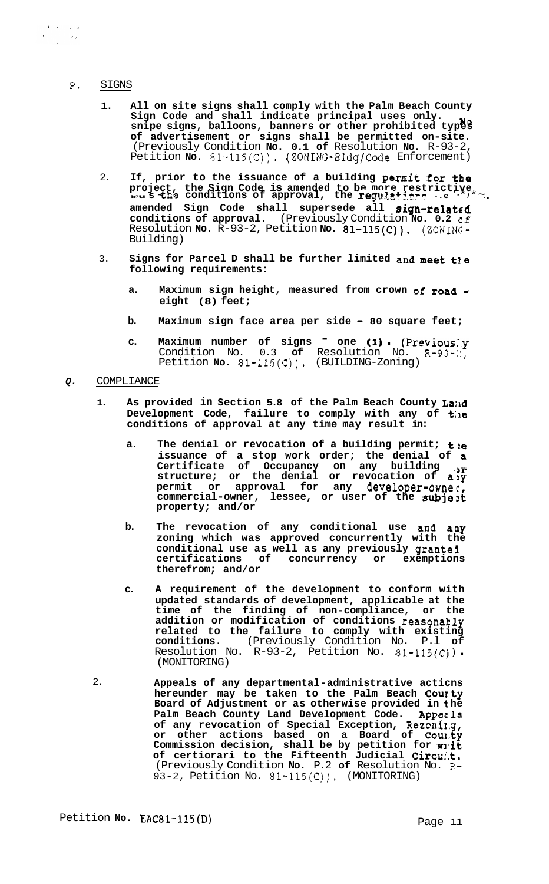P. SIGNS

1. **All on site signs shall comply with the Palm Beach County Sign Code and shall indicate principal uses only. No snipe signs, balloons, banners or other prohibited types of advertisement or signs shall be permitted on-site.** (Previously Condition No. 0.1 of Resolution No. R-93-2, Petition No. 81-115(C)). (ZONING-Bldg/Code Enforcement)

2. **If, prior to the issuance of a building permit for the project, the Sign Code is amended to be more restrictive, than the conditions of approval, the regulations of the amended Sign Code shall supersede all sign-related conditions of approval.** (Previously Condition No. 0.2 of Resolution No. R-93-2, Petition No. 81-115(C)). (ZONING-Building)

3. **Signs for Parcel D shall be further limited and meet the following requirements:**

   a. **Maximum sign height, measured from crown of road - eight (8) feet;**

   b. **Maximum sign face area per side - 80 square feet;**

   c. **Maximum number of signs - one (1).** (Previously Condition No. 0.3 of Resolution No. R-93-2, Petition No. 81-115(C)). (BUILDING-Zoning)

Q. COMPLIANCE

1. **As provided in Section 5.8 of the Palm Beach County Land Development Code, failure to comply with any of the conditions of approval at any time may result in:**

   a. **The denial or revocation of a building permit; the issuance of a stop work order; the denial of a Certificate of Occupancy on any building or structure; or the denial or revocation of any permit or approval for any developer-owner, commercial-owner, lessee, or user of the subject property; and/or**

   b. **The revocation of any conditional use and any zoning which was approved concurrently with the conditional use as well as any previously granted certifications of concurrency or exemptions therefrom; and/or**

   c. **A requirement of the development to conform with updated standards of development, applicable at the time of the finding of non-compliance, or the addition or modification of conditions reasonably related to the failure to comply with existing conditions.** (Previously Condition No. P.1 of Resolution No. R-93-2, Petition No. 81-115(C)). (MONITORING)

2. **Appeals of any departmental-administrative actions hereunder may be taken to the Palm Beach County Board of Adjustment or as otherwise provided in the Palm Beach County Land Development Code. Appeals of any revocation of Special Exception, Rezoning, or other actions based on a Board of County Commission decision, shall be by petition for writ of certiorari to the Fifteenth Judicial Circuit.** (Previously Condition No. P.2 of Resolution No. R-93-2, Petition No. 81-115(C)). (MONITORING)

Petition No. EAC81-115(D)